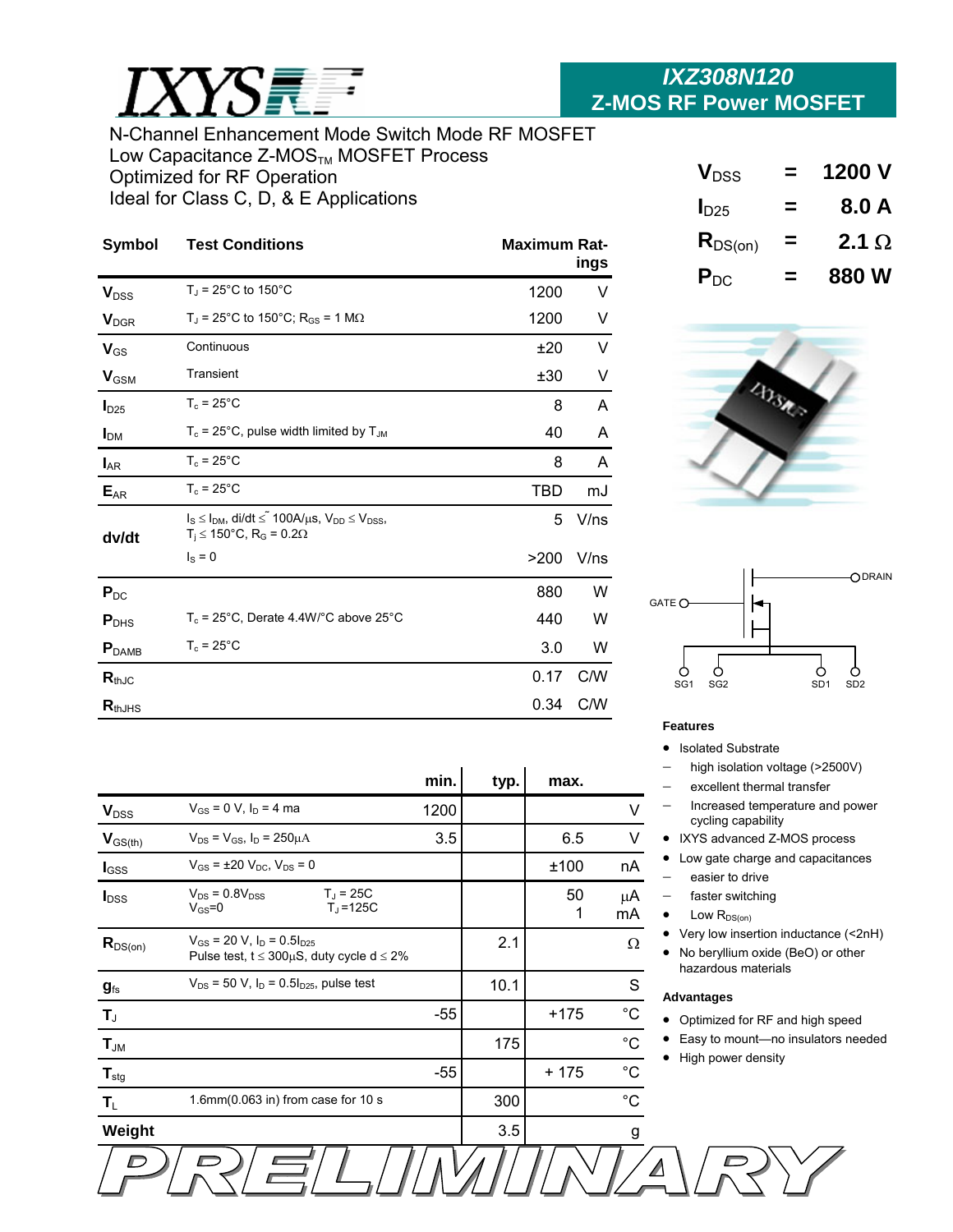# IXZ308N120

## Z-MOS RF Power MOSFET

N-Channel Enhancement Mode Switch Mode RF MOSFET
Low Capacitance Z-MOS™ MOSFET Process
Optimized for RF Operation
Ideal for Class C, D, & E Applications

| | | |
|---|---|---|
| $V_{DSS}$ | = | 1200 V |
| $I_{D25}$ | = | 8.0 A |
| $R_{DS(on)}$ | = | 2.1 Ω |
| $P_{DC}$ | = | 880 W |

| Symbol | Test Conditions | Maximum Ratings | |
|---|---|---|---|
| $V_{DSS}$ | $T_J$ = 25°C to 150°C | 1200 | V |
| $V_{DGR}$ | $T_J$ = 25°C to 150°C; $R_{GS}$ = 1 MΩ | 1200 | V |
| $V_{GS}$ | Continuous | ±20 | V |
| $V_{GSM}$ | Transient | ±30 | V |
| $I_{D25}$ | $T_c$ = 25°C | 8 | A |
| $I_{DM}$ | $T_c$ = 25°C, pulse width limited by $T_{JM}$ | 40 | A |
| $I_{AR}$ | $T_c$ = 25°C | 8 | A |
| $E_{AR}$ | $T_c$ = 25°C | TBD | mJ |
| dv/dt | $I_S \leq I_{DM}$, di/dt ≤ 100A/µs, $V_{DD} \leq V_{DSS}$, $T_j \leq$ 150°C, $R_G$ = 0.2Ω | 5 | V/ns |
| | $I_S$ = 0 | >200 | V/ns |
| $P_{DC}$ | | 880 | W |
| $P_{DHS}$ | $T_c$ = 25°C, Derate 4.4W/°C above 25°C | 440 | W |
| $P_{DAMB}$ | $T_c$ = 25°C | 3.0 | W |
| $R_{thJC}$ | | 0.17 | C/W |
| $R_{thJHS}$ | | 0.34 | C/W |

GATE, DRAIN, SG1, SG2, SD1, SD2

| Symbol | Test Conditions | min. | typ. | max. | |
|---|---|---|---|---|---|
| $V_{DSS}$ | $V_{GS}$ = 0 V, $I_D$ = 4 ma | 1200 | | | V |
| $V_{GS(th)}$ | $V_{DS}$ = $V_{GS}$, $I_D$ = 250µA | 3.5 | | 6.5 | V |
| $I_{GSS}$ | $V_{GS}$ = ±20 $V_{DC}$, $V_{DS}$ = 0 | | | ±100 | nA |
| $I_{DSS}$ | $V_{DS}$ = 0.8$V_{DSS}$, $V_{GS}$=0; $T_J$ = 25C / $T_J$ =125C | | | 50 / 1 | µA / mA |
| $R_{DS(on)}$ | $V_{GS}$ = 20 V, $I_D$ = 0.5$I_{D25}$; Pulse test, t ≤ 300µS, duty cycle d ≤ 2% | | 2.1 | | Ω |
| $g_{fs}$ | $V_{DS}$ = 50 V, $I_D$ = 0.5$I_{D25}$, pulse test | | 10.1 | | S |
| $T_J$ | | -55 | | +175 | °C |
| $T_{JM}$ | | | 175 | | °C |
| $T_{stg}$ | | -55 | | + 175 | °C |
| $T_L$ | 1.6mm(0.063 in) from case for 10 s | | 300 | | °C |
| Weight | | | 3.5 | | g |

### Features

- Isolated Substrate
  - high isolation voltage (>2500V)
  - excellent thermal transfer
  - Increased temperature and power cycling capability
- IXYS advanced Z-MOS process
- Low gate charge and capacitances
  - easier to drive
  - faster switching
- Low $R_{DS(on)}$
- Very low insertion inductance (<2nH)
- No beryllium oxide (BeO) or other hazardous materials

### Advantages

- Optimized for RF and high speed
- Easy to mount—no insulators needed
- High power density

PRELIMINARY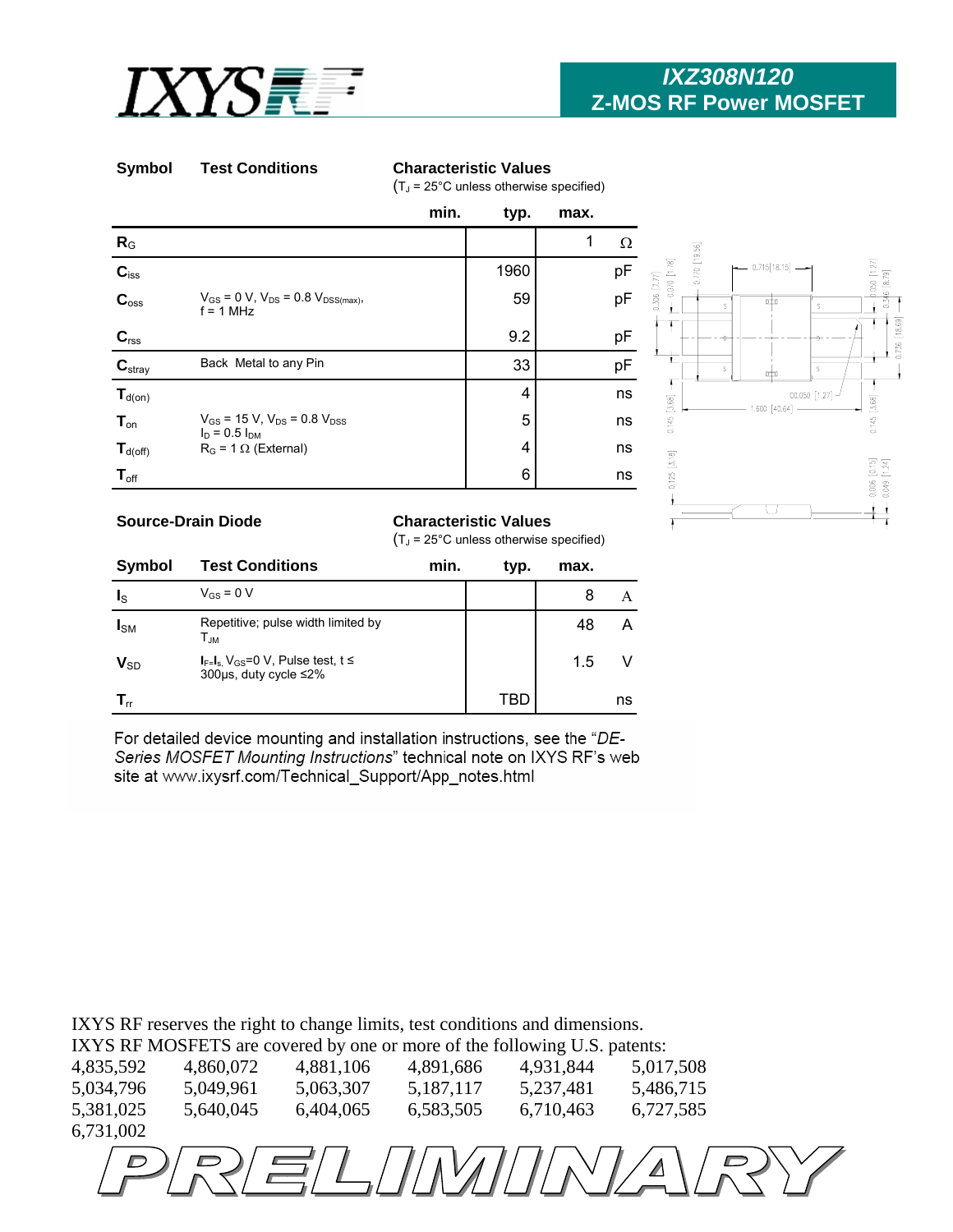# IXZ308N120

## Z-MOS RF Power MOSFET

| Symbol | Test Conditions | Characteristic Values ($T_J$ = 25°C unless otherwise specified) min. | typ. | max. | |
|---|---|---|---|---|---|
| $R_G$ | | | | 1 | Ω |
| $C_{iss}$ | $V_{GS}$ = 0 V, $V_{DS}$ = 0.8 $V_{DSS(max)}$, f = 1 MHz | | 1960 | | pF |
| $C_{oss}$ | | | 59 | | pF |
| $C_{rss}$ | | | 9.2 | | pF |
| $C_{stray}$ | Back Metal to any Pin | | 33 | | pF |
| $T_{d(on)}$ | $V_{GS}$ = 15 V, $V_{DS}$ = 0.8 $V_{DSS}$, $I_D$ = 0.5 $I_{DM}$, $R_G$ = 1 Ω (External) | | 4 | | ns |
| $T_{on}$ | | | 5 | | ns |
| $T_{d(off)}$ | | | 4 | | ns |
| $T_{off}$ | | | 6 | | ns |

### Source-Drain Diode

| Symbol | Test Conditions | Characteristic Values ($T_J$ = 25°C unless otherwise specified) min. | typ. | max. | |
|---|---|---|---|---|---|
| $I_S$ | $V_{GS}$ = 0 V | | | 8 | A |
| $I_{SM}$ | Repetitive; pulse width limited by $T_{JM}$ | | | 48 | A |
| $V_{SD}$ | $I_F = I_S$, $V_{GS}$=0 V, Pulse test, t ≤ 300µs, duty cycle ≤2% | | | 1.5 | V |
| $T_{rr}$ | | | TBD | | ns |

For detailed device mounting and installation instructions, see the "*DE-Series MOSFET Mounting Instructions*" technical note on IXYS RF's web site at www.ixysrf.com/Technical_Support/App_notes.html

IXYS RF reserves the right to change limits, test conditions and dimensions.
IXYS RF MOSFETS are covered by one or more of the following U.S. patents:

| | | | | | |
|---|---|---|---|---|---|
| 4,835,592 | 4,860,072 | 4,881,106 | 4,891,686 | 4,931,844 | 5,017,508 |
| 5,034,796 | 5,049,961 | 5,063,307 | 5,187,117 | 5,237,481 | 5,486,715 |
| 5,381,025 | 5,640,045 | 6,404,065 | 6,583,505 | 6,710,463 | 6,727,585 |
| 6,731,002 | | | | | |

PRELIMINARY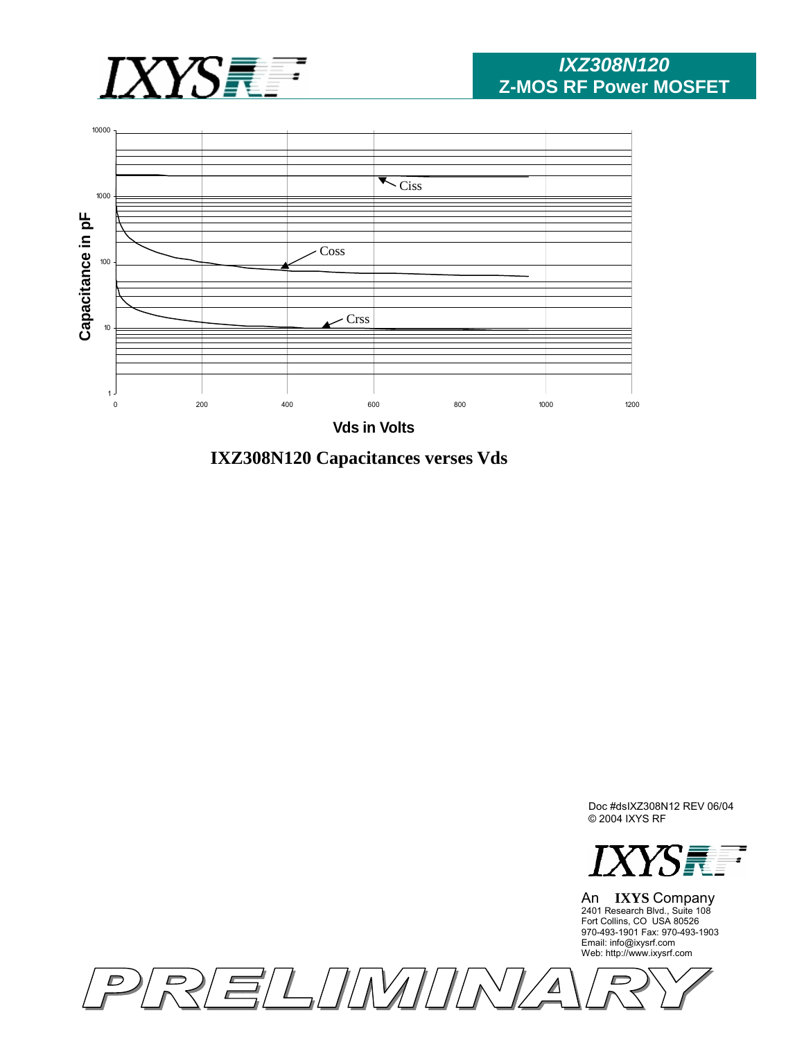10000

1000

100

10

1

Capacitance in pF

0 200 400 600 800 1000 1200

Vds in Volts

Ciss

Coss

Crss

**IXZ308N120 Capacitances verses Vds**

Doc #dsIXZ308N12 REV 06/04
© 2004 IXYS RF

An **IXYS** Company
2401 Research Blvd., Suite 108
Fort Collins, CO USA 80526
970-493-1901 Fax: 970-493-1903
Email: info@ixysrf.com
Web: http://www.ixysrf.com

PRELIMINARY